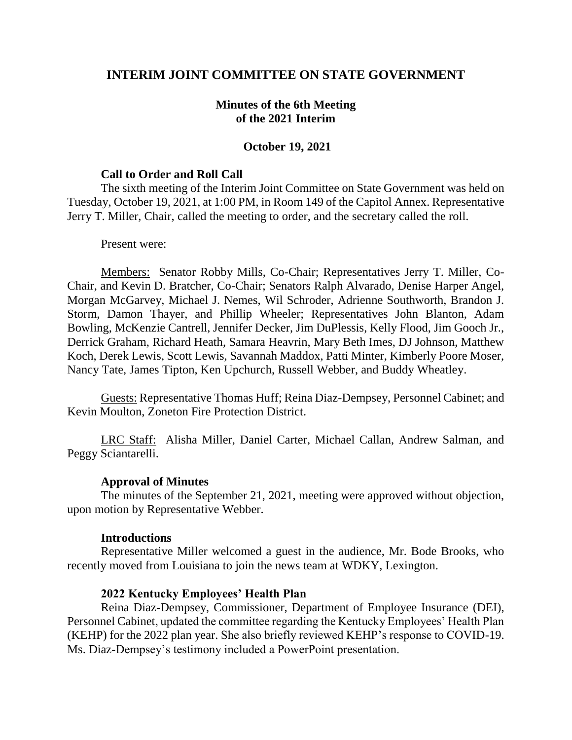# INTERIM JOINT COMMITTEE ON STATE GOVERNMENT

## Minutes of the 6th Meeting of the 2021 Interim

### October 19, 2021

**Call to Order and Roll Call**

The sixth meeting of the Interim Joint Committee on State Government was held on Tuesday, October 19, 2021, at 1:00 PM, in Room 149 of the Capitol Annex. Representative Jerry T. Miller, Chair, called the meeting to order, and the secretary called the roll.

Present were:

Members: Senator Robby Mills, Co-Chair; Representatives Jerry T. Miller, Co-Chair, and Kevin D. Bratcher, Co-Chair; Senators Ralph Alvarado, Denise Harper Angel, Morgan McGarvey, Michael J. Nemes, Wil Schroder, Adrienne Southworth, Brandon J. Storm, Damon Thayer, and Phillip Wheeler; Representatives John Blanton, Adam Bowling, McKenzie Cantrell, Jennifer Decker, Jim DuPlessis, Kelly Flood, Jim Gooch Jr., Derrick Graham, Richard Heath, Samara Heavrin, Mary Beth Imes, DJ Johnson, Matthew Koch, Derek Lewis, Scott Lewis, Savannah Maddox, Patti Minter, Kimberly Poore Moser, Nancy Tate, James Tipton, Ken Upchurch, Russell Webber, and Buddy Wheatley.

Guests: Representative Thomas Huff; Reina Diaz-Dempsey, Personnel Cabinet; and Kevin Moulton, Zoneton Fire Protection District.

LRC Staff: Alisha Miller, Daniel Carter, Michael Callan, Andrew Salman, and Peggy Sciantarelli.

**Approval of Minutes**

The minutes of the September 21, 2021, meeting were approved without objection, upon motion by Representative Webber.

**Introductions**

Representative Miller welcomed a guest in the audience, Mr. Bode Brooks, who recently moved from Louisiana to join the news team at WDKY, Lexington.

**2022 Kentucky Employees' Health Plan**

Reina Diaz-Dempsey, Commissioner, Department of Employee Insurance (DEI), Personnel Cabinet, updated the committee regarding the Kentucky Employees' Health Plan (KEHP) for the 2022 plan year. She also briefly reviewed KEHP's response to COVID-19. Ms. Diaz-Dempsey's testimony included a PowerPoint presentation.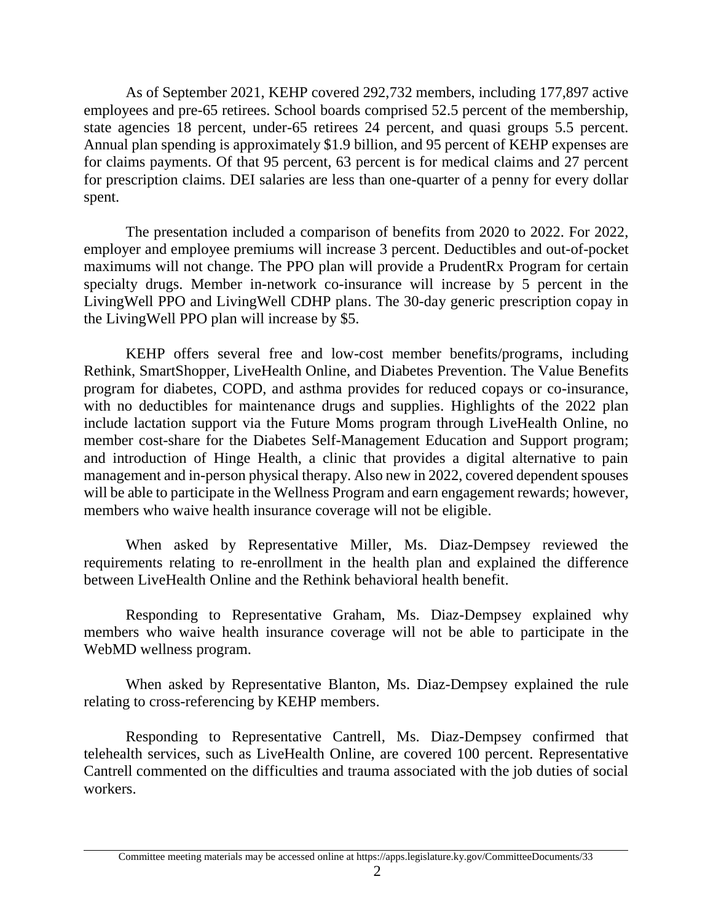As of September 2021, KEHP covered 292,732 members, including 177,897 active employees and pre-65 retirees. School boards comprised 52.5 percent of the membership, state agencies 18 percent, under-65 retirees 24 percent, and quasi groups 5.5 percent. Annual plan spending is approximately $1.9 billion, and 95 percent of KEHP expenses are for claims payments. Of that 95 percent, 63 percent is for medical claims and 27 percent for prescription claims. DEI salaries are less than one-quarter of a penny for every dollar spent.

The presentation included a comparison of benefits from 2020 to 2022. For 2022, employer and employee premiums will increase 3 percent. Deductibles and out-of-pocket maximums will not change. The PPO plan will provide a PrudentRx Program for certain specialty drugs. Member in-network co-insurance will increase by 5 percent in the LivingWell PPO and LivingWell CDHP plans. The 30-day generic prescription copay in the LivingWell PPO plan will increase by $5.

KEHP offers several free and low-cost member benefits/programs, including Rethink, SmartShopper, LiveHealth Online, and Diabetes Prevention. The Value Benefits program for diabetes, COPD, and asthma provides for reduced copays or co-insurance, with no deductibles for maintenance drugs and supplies. Highlights of the 2022 plan include lactation support via the Future Moms program through LiveHealth Online, no member cost-share for the Diabetes Self-Management Education and Support program; and introduction of Hinge Health, a clinic that provides a digital alternative to pain management and in-person physical therapy. Also new in 2022, covered dependent spouses will be able to participate in the Wellness Program and earn engagement rewards; however, members who waive health insurance coverage will not be eligible.

When asked by Representative Miller, Ms. Diaz-Dempsey reviewed the requirements relating to re-enrollment in the health plan and explained the difference between LiveHealth Online and the Rethink behavioral health benefit.

Responding to Representative Graham, Ms. Diaz-Dempsey explained why members who waive health insurance coverage will not be able to participate in the WebMD wellness program.

When asked by Representative Blanton, Ms. Diaz-Dempsey explained the rule relating to cross-referencing by KEHP members.

Responding to Representative Cantrell, Ms. Diaz-Dempsey confirmed that telehealth services, such as LiveHealth Online, are covered 100 percent. Representative Cantrell commented on the difficulties and trauma associated with the job duties of social workers.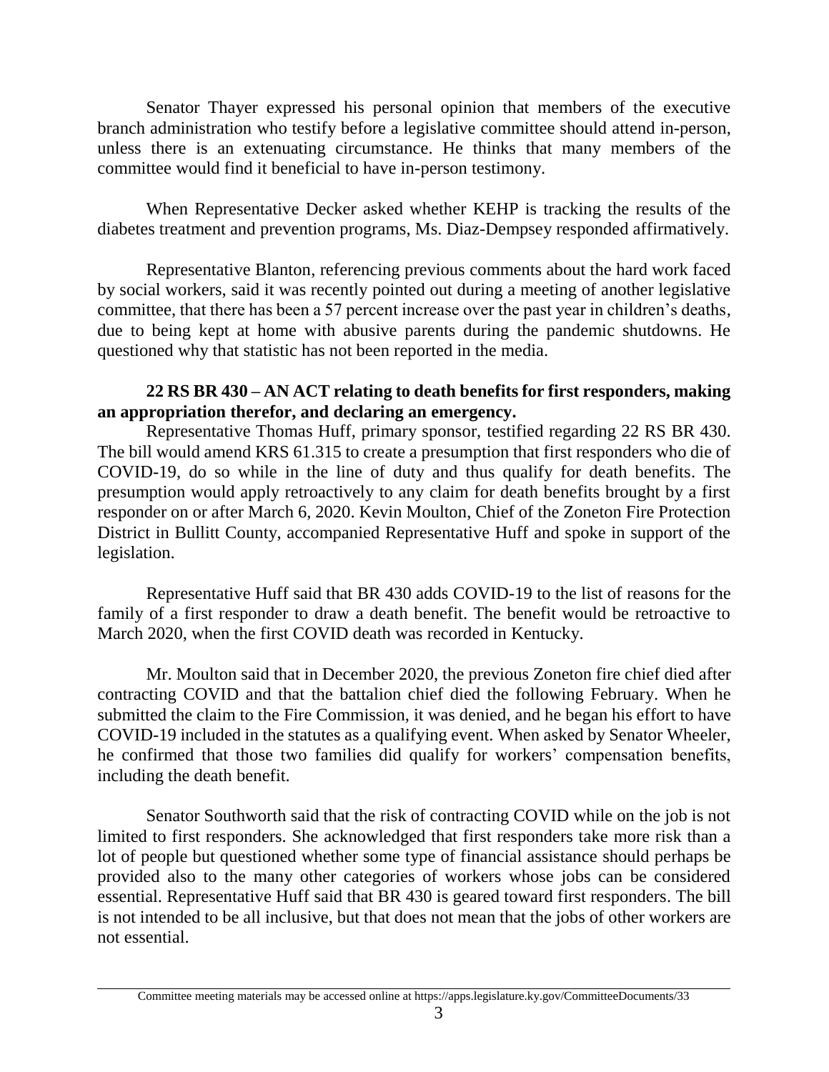Senator Thayer expressed his personal opinion that members of the executive branch administration who testify before a legislative committee should attend in-person, unless there is an extenuating circumstance. He thinks that many members of the committee would find it beneficial to have in-person testimony.

When Representative Decker asked whether KEHP is tracking the results of the diabetes treatment and prevention programs, Ms. Diaz-Dempsey responded affirmatively.

Representative Blanton, referencing previous comments about the hard work faced by social workers, said it was recently pointed out during a meeting of another legislative committee, that there has been a 57 percent increase over the past year in children's deaths, due to being kept at home with abusive parents during the pandemic shutdowns. He questioned why that statistic has not been reported in the media.

**22 RS BR 430 – AN ACT relating to death benefits for first responders, making an appropriation therefor, and declaring an emergency.**

Representative Thomas Huff, primary sponsor, testified regarding 22 RS BR 430. The bill would amend KRS 61.315 to create a presumption that first responders who die of COVID-19, do so while in the line of duty and thus qualify for death benefits. The presumption would apply retroactively to any claim for death benefits brought by a first responder on or after March 6, 2020. Kevin Moulton, Chief of the Zoneton Fire Protection District in Bullitt County, accompanied Representative Huff and spoke in support of the legislation.

Representative Huff said that BR 430 adds COVID-19 to the list of reasons for the family of a first responder to draw a death benefit. The benefit would be retroactive to March 2020, when the first COVID death was recorded in Kentucky.

Mr. Moulton said that in December 2020, the previous Zoneton fire chief died after contracting COVID and that the battalion chief died the following February. When he submitted the claim to the Fire Commission, it was denied, and he began his effort to have COVID-19 included in the statutes as a qualifying event. When asked by Senator Wheeler, he confirmed that those two families did qualify for workers' compensation benefits, including the death benefit.

Senator Southworth said that the risk of contracting COVID while on the job is not limited to first responders. She acknowledged that first responders take more risk than a lot of people but questioned whether some type of financial assistance should perhaps be provided also to the many other categories of workers whose jobs can be considered essential. Representative Huff said that BR 430 is geared toward first responders. The bill is not intended to be all inclusive, but that does not mean that the jobs of other workers are not essential.

Committee meeting materials may be accessed online at https://apps.legislature.ky.gov/CommitteeDocuments/33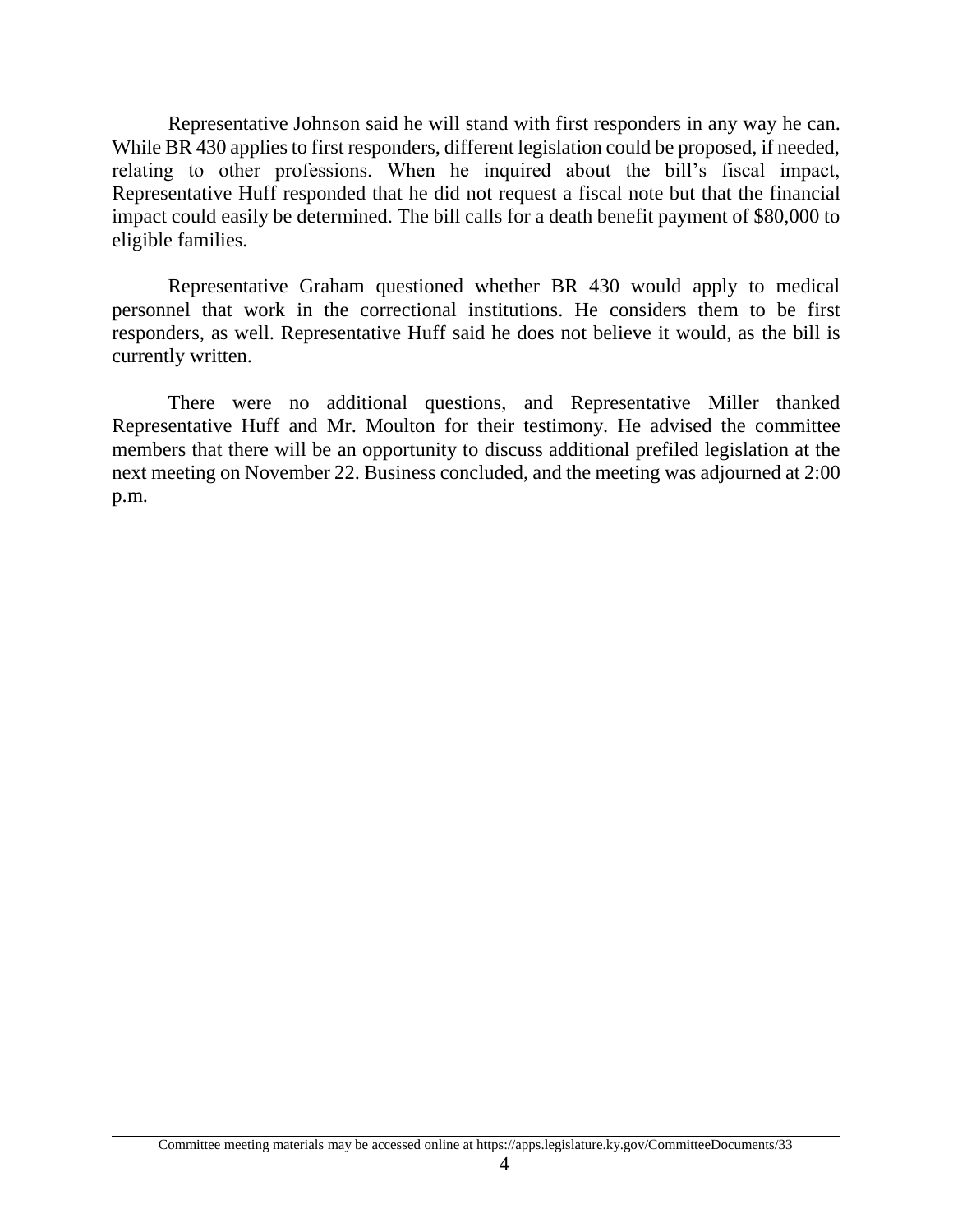Representative Johnson said he will stand with first responders in any way he can. While BR 430 applies to first responders, different legislation could be proposed, if needed, relating to other professions. When he inquired about the bill's fiscal impact, Representative Huff responded that he did not request a fiscal note but that the financial impact could easily be determined. The bill calls for a death benefit payment of $80,000 to eligible families.

Representative Graham questioned whether BR 430 would apply to medical personnel that work in the correctional institutions. He considers them to be first responders, as well. Representative Huff said he does not believe it would, as the bill is currently written.

There were no additional questions, and Representative Miller thanked Representative Huff and Mr. Moulton for their testimony. He advised the committee members that there will be an opportunity to discuss additional prefiled legislation at the next meeting on November 22. Business concluded, and the meeting was adjourned at 2:00 p.m.

Committee meeting materials may be accessed online at https://apps.legislature.ky.gov/CommitteeDocuments/33